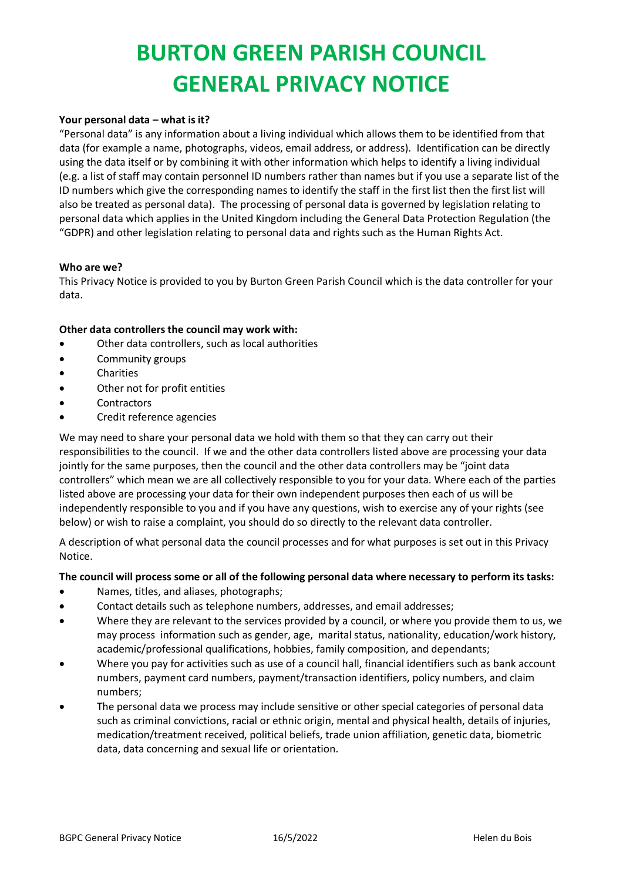# BURTON GREEN PARISH COUNCIL
# GENERAL PRIVACY NOTICE

**Your personal data – what is it?**

"Personal data" is any information about a living individual which allows them to be identified from that data (for example a name, photographs, videos, email address, or address). Identification can be directly using the data itself or by combining it with other information which helps to identify a living individual (e.g. a list of staff may contain personnel ID numbers rather than names but if you use a separate list of the ID numbers which give the corresponding names to identify the staff in the first list then the first list will also be treated as personal data). The processing of personal data is governed by legislation relating to personal data which applies in the United Kingdom including the General Data Protection Regulation (the "GDPR) and other legislation relating to personal data and rights such as the Human Rights Act.

**Who are we?**

This Privacy Notice is provided to you by Burton Green Parish Council which is the data controller for your data.

**Other data controllers the council may work with:**

- Other data controllers, such as local authorities
- Community groups
- Charities
- Other not for profit entities
- Contractors
- Credit reference agencies

We may need to share your personal data we hold with them so that they can carry out their responsibilities to the council. If we and the other data controllers listed above are processing your data jointly for the same purposes, then the council and the other data controllers may be "joint data controllers" which mean we are all collectively responsible to you for your data. Where each of the parties listed above are processing your data for their own independent purposes then each of us will be independently responsible to you and if you have any questions, wish to exercise any of your rights (see below) or wish to raise a complaint, you should do so directly to the relevant data controller.

A description of what personal data the council processes and for what purposes is set out in this Privacy Notice.

**The council will process some or all of the following personal data where necessary to perform its tasks:**

- Names, titles, and aliases, photographs;
- Contact details such as telephone numbers, addresses, and email addresses;
- Where they are relevant to the services provided by a council, or where you provide them to us, we may process information such as gender, age, marital status, nationality, education/work history, academic/professional qualifications, hobbies, family composition, and dependants;
- Where you pay for activities such as use of a council hall, financial identifiers such as bank account numbers, payment card numbers, payment/transaction identifiers, policy numbers, and claim numbers;
- The personal data we process may include sensitive or other special categories of personal data such as criminal convictions, racial or ethnic origin, mental and physical health, details of injuries, medication/treatment received, political beliefs, trade union affiliation, genetic data, biometric data, data concerning and sexual life or orientation.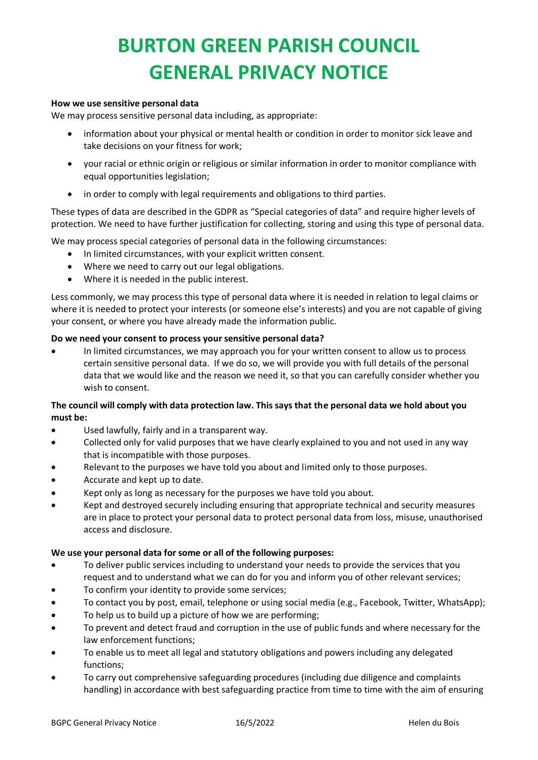# BURTON GREEN PARISH COUNCIL GENERAL PRIVACY NOTICE

**How we use sensitive personal data**

We may process sensitive personal data including, as appropriate:

- information about your physical or mental health or condition in order to monitor sick leave and take decisions on your fitness for work;
- your racial or ethnic origin or religious or similar information in order to monitor compliance with equal opportunities legislation;
- in order to comply with legal requirements and obligations to third parties.

These types of data are described in the GDPR as "Special categories of data" and require higher levels of protection. We need to have further justification for collecting, storing and using this type of personal data.

We may process special categories of personal data in the following circumstances:

- In limited circumstances, with your explicit written consent.
- Where we need to carry out our legal obligations.
- Where it is needed in the public interest.

Less commonly, we may process this type of personal data where it is needed in relation to legal claims or where it is needed to protect your interests (or someone else's interests) and you are not capable of giving your consent, or where you have already made the information public.

**Do we need your consent to process your sensitive personal data?**

- In limited circumstances, we may approach you for your written consent to allow us to process certain sensitive personal data. If we do so, we will provide you with full details of the personal data that we would like and the reason we need it, so that you can carefully consider whether you wish to consent.

**The council will comply with data protection law. This says that the personal data we hold about you must be:**

- Used lawfully, fairly and in a transparent way.
- Collected only for valid purposes that we have clearly explained to you and not used in any way that is incompatible with those purposes.
- Relevant to the purposes we have told you about and limited only to those purposes.
- Accurate and kept up to date.
- Kept only as long as necessary for the purposes we have told you about.
- Kept and destroyed securely including ensuring that appropriate technical and security measures are in place to protect your personal data to protect personal data from loss, misuse, unauthorised access and disclosure.

**We use your personal data for some or all of the following purposes:**

- To deliver public services including to understand your needs to provide the services that you request and to understand what we can do for you and inform you of other relevant services;
- To confirm your identity to provide some services;
- To contact you by post, email, telephone or using social media (e.g., Facebook, Twitter, WhatsApp);
- To help us to build up a picture of how we are performing;
- To prevent and detect fraud and corruption in the use of public funds and where necessary for the law enforcement functions;
- To enable us to meet all legal and statutory obligations and powers including any delegated functions;
- To carry out comprehensive safeguarding procedures (including due diligence and complaints handling) in accordance with best safeguarding practice from time to time with the aim of ensuring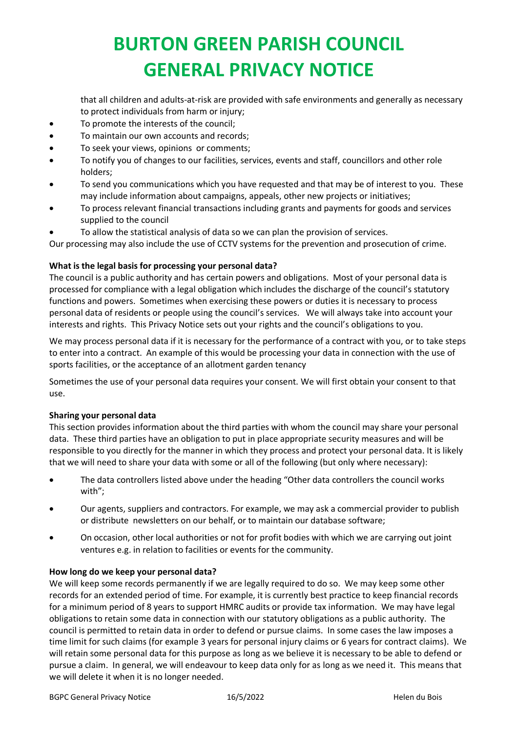that all children and adults-at-risk are provided with safe environments and generally as necessary to protect individuals from harm or injury;

- To promote the interests of the council;
- To maintain our own accounts and records;
- To seek your views, opinions or comments;
- To notify you of changes to our facilities, services, events and staff, councillors and other role holders;
- To send you communications which you have requested and that may be of interest to you. These may include information about campaigns, appeals, other new projects or initiatives;
- To process relevant financial transactions including grants and payments for goods and services supplied to the council
- To allow the statistical analysis of data so we can plan the provision of services.

Our processing may also include the use of CCTV systems for the prevention and prosecution of crime.

**What is the legal basis for processing your personal data?**

The council is a public authority and has certain powers and obligations. Most of your personal data is processed for compliance with a legal obligation which includes the discharge of the council's statutory functions and powers. Sometimes when exercising these powers or duties it is necessary to process personal data of residents or people using the council's services. We will always take into account your interests and rights. This Privacy Notice sets out your rights and the council's obligations to you.

We may process personal data if it is necessary for the performance of a contract with you, or to take steps to enter into a contract. An example of this would be processing your data in connection with the use of sports facilities, or the acceptance of an allotment garden tenancy

Sometimes the use of your personal data requires your consent. We will first obtain your consent to that use.

**Sharing your personal data**

This section provides information about the third parties with whom the council may share your personal data. These third parties have an obligation to put in place appropriate security measures and will be responsible to you directly for the manner in which they process and protect your personal data. It is likely that we will need to share your data with some or all of the following (but only where necessary):

- The data controllers listed above under the heading "Other data controllers the council works with";
- Our agents, suppliers and contractors. For example, we may ask a commercial provider to publish or distribute newsletters on our behalf, or to maintain our database software;
- On occasion, other local authorities or not for profit bodies with which we are carrying out joint ventures e.g. in relation to facilities or events for the community.

**How long do we keep your personal data?**

We will keep some records permanently if we are legally required to do so. We may keep some other records for an extended period of time. For example, it is currently best practice to keep financial records for a minimum period of 8 years to support HMRC audits or provide tax information. We may have legal obligations to retain some data in connection with our statutory obligations as a public authority. The council is permitted to retain data in order to defend or pursue claims. In some cases the law imposes a time limit for such claims (for example 3 years for personal injury claims or 6 years for contract claims). We will retain some personal data for this purpose as long as we believe it is necessary to be able to defend or pursue a claim. In general, we will endeavour to keep data only for as long as we need it. This means that we will delete it when it is no longer needed.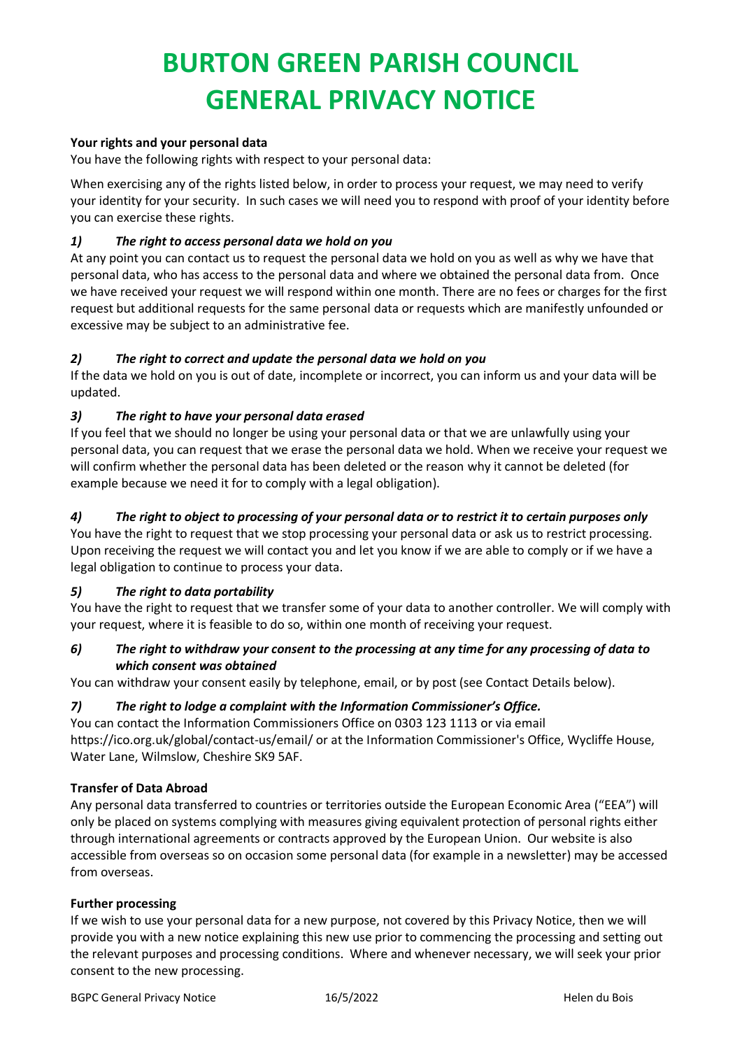# BURTON GREEN PARISH COUNCIL GENERAL PRIVACY NOTICE

**Your rights and your personal data**

You have the following rights with respect to your personal data:

When exercising any of the rights listed below, in order to process your request, we may need to verify your identity for your security. In such cases we will need you to respond with proof of your identity before you can exercise these rights.

***1) The right to access personal data we hold on you***

At any point you can contact us to request the personal data we hold on you as well as why we have that personal data, who has access to the personal data and where we obtained the personal data from. Once we have received your request we will respond within one month. There are no fees or charges for the first request but additional requests for the same personal data or requests which are manifestly unfounded or excessive may be subject to an administrative fee.

***2) The right to correct and update the personal data we hold on you***

If the data we hold on you is out of date, incomplete or incorrect, you can inform us and your data will be updated.

***3) The right to have your personal data erased***

If you feel that we should no longer be using your personal data or that we are unlawfully using your personal data, you can request that we erase the personal data we hold. When we receive your request we will confirm whether the personal data has been deleted or the reason why it cannot be deleted (for example because we need it for to comply with a legal obligation).

***4) The right to object to processing of your personal data or to restrict it to certain purposes only***

You have the right to request that we stop processing your personal data or ask us to restrict processing. Upon receiving the request we will contact you and let you know if we are able to comply or if we have a legal obligation to continue to process your data.

***5) The right to data portability***

You have the right to request that we transfer some of your data to another controller. We will comply with your request, where it is feasible to do so, within one month of receiving your request.

***6) The right to withdraw your consent to the processing at any time for any processing of data to which consent was obtained***

You can withdraw your consent easily by telephone, email, or by post (see Contact Details below).

***7) The right to lodge a complaint with the Information Commissioner's Office.***

You can contact the Information Commissioners Office on 0303 123 1113 or via email https://ico.org.uk/global/contact-us/email/ or at the Information Commissioner's Office, Wycliffe House, Water Lane, Wilmslow, Cheshire SK9 5AF.

**Transfer of Data Abroad**

Any personal data transferred to countries or territories outside the European Economic Area ("EEA") will only be placed on systems complying with measures giving equivalent protection of personal rights either through international agreements or contracts approved by the European Union. Our website is also accessible from overseas so on occasion some personal data (for example in a newsletter) may be accessed from overseas.

**Further processing**

If we wish to use your personal data for a new purpose, not covered by this Privacy Notice, then we will provide you with a new notice explaining this new use prior to commencing the processing and setting out the relevant purposes and processing conditions. Where and whenever necessary, we will seek your prior consent to the new processing.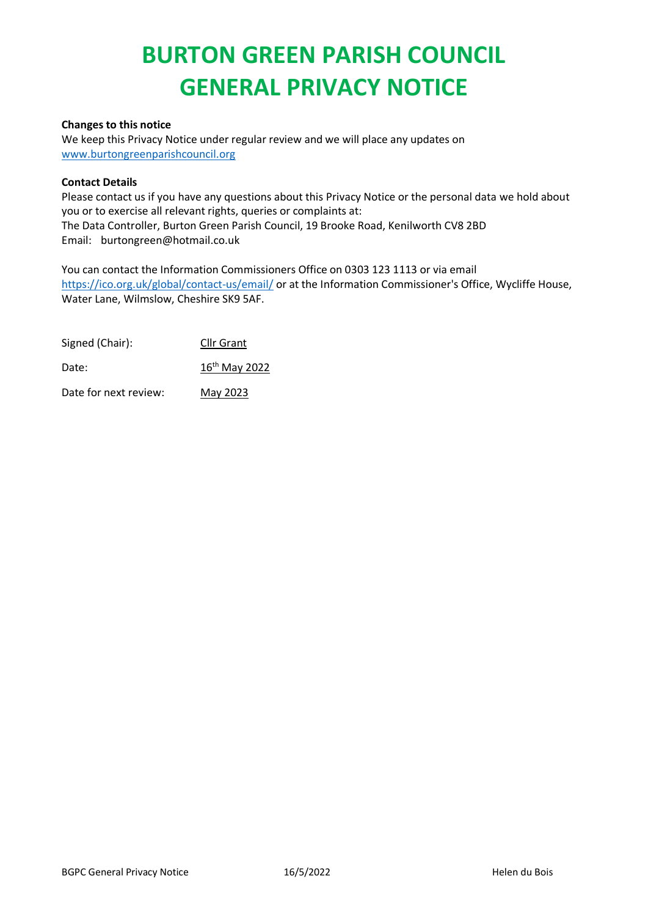# BURTON GREEN PARISH COUNCIL
# GENERAL PRIVACY NOTICE

**Changes to this notice**

We keep this Privacy Notice under regular review and we will place any updates on www.burtongreenparishcouncil.org

**Contact Details**

Please contact us if you have any questions about this Privacy Notice or the personal data we hold about you or to exercise all relevant rights, queries or complaints at:

The Data Controller, Burton Green Parish Council, 19 Brooke Road, Kenilworth CV8 2BD

Email: burtongreen@hotmail.co.uk

You can contact the Information Commissioners Office on 0303 123 1113 or via email https://ico.org.uk/global/contact-us/email/ or at the Information Commissioner's Office, Wycliffe House, Water Lane, Wilmslow, Cheshire SK9 5AF.

| | |
|---|---|
| Signed (Chair): | Cllr Grant |
| Date: | 16th May 2022 |
| Date for next review: | May 2023 |